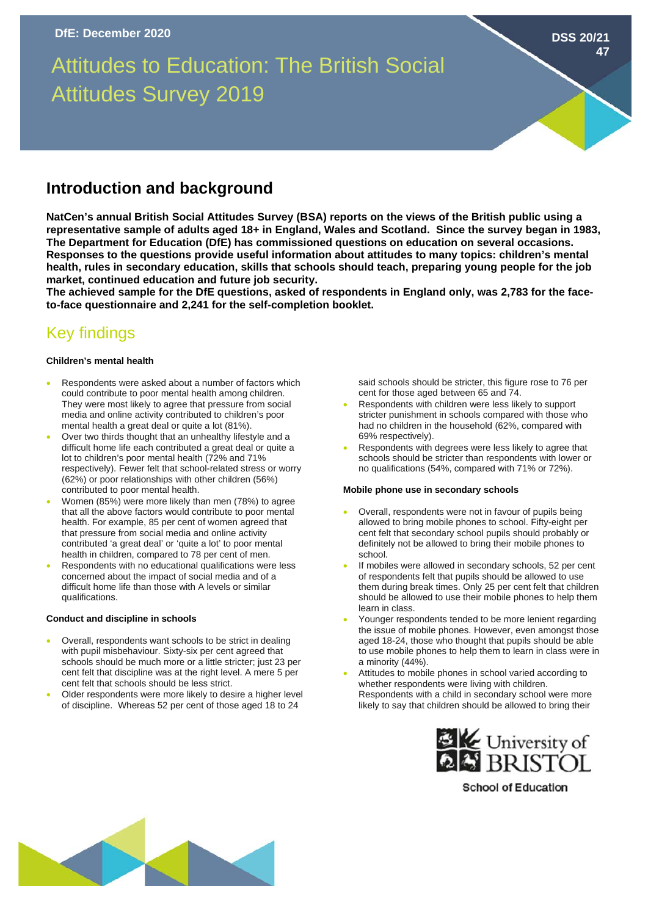DfE: December 2020

DSS 20/21 47

# Attitudes to Education: The British Social Attitudes Survey 2019

## Introduction and background

**NatCen's annual British Social Attitudes Survey (BSA) reports on the views of the British public using a representative sample of adults aged 18+ in England, Wales and Scotland. Since the survey began in 1983, The Department for Education (DfE) has commissioned questions on education on several occasions. Responses to the questions provide useful information about attitudes to many topics: children's mental health, rules in secondary education, skills that schools should teach, preparing young people for the job market, continued education and future job security.**

**The achieved sample for the DfE questions, asked of respondents in England only, was 2,783 for the face-to-face questionnaire and 2,241 for the self-completion booklet.**

## Key findings

### Children's mental health

- Respondents were asked about a number of factors which could contribute to poor mental health among children. They were most likely to agree that pressure from social media and online activity contributed to children's poor mental health a great deal or quite a lot (81%).
- Over two thirds thought that an unhealthy lifestyle and a difficult home life each contributed a great deal or quite a lot to children's poor mental health (72% and 71% respectively). Fewer felt that school-related stress or worry (62%) or poor relationships with other children (56%) contributed to poor mental health.
- Women (85%) were more likely than men (78%) to agree that all the above factors would contribute to poor mental health. For example, 85 per cent of women agreed that that pressure from social media and online activity contributed 'a great deal' or 'quite a lot' to poor mental health in children, compared to 78 per cent of men.
- Respondents with no educational qualifications were less concerned about the impact of social media and of a difficult home life than those with A levels or similar qualifications.

### Conduct and discipline in schools

- Overall, respondents want schools to be strict in dealing with pupil misbehaviour. Sixty-six per cent agreed that schools should be much more or a little stricter; just 23 per cent felt that discipline was at the right level. A mere 5 per cent felt that schools should be less strict.
- Older respondents were more likely to desire a higher level of discipline. Whereas 52 per cent of those aged 18 to 24 said schools should be stricter, this figure rose to 76 per cent for those aged between 65 and 74.
- Respondents with children were less likely to support stricter punishment in schools compared with those who had no children in the household (62%, compared with 69% respectively).
- Respondents with degrees were less likely to agree that schools should be stricter than respondents with lower or no qualifications (54%, compared with 71% or 72%).

### Mobile phone use in secondary schools

- Overall, respondents were not in favour of pupils being allowed to bring mobile phones to school. Fifty-eight per cent felt that secondary school pupils should probably or definitely not be allowed to bring their mobile phones to school.
- If mobiles were allowed in secondary schools, 52 per cent of respondents felt that pupils should be allowed to use them during break times. Only 25 per cent felt that children should be allowed to use their mobile phones to help them learn in class.
- Younger respondents tended to be more lenient regarding the issue of mobile phones. However, even amongst those aged 18-24, those who thought that pupils should be able to use mobile phones to help them to learn in class were in a minority (44%).
- Attitudes to mobile phones in school varied according to whether respondents were living with children. Respondents with a child in secondary school were more likely to say that children should be allowed to bring their

University of BRISTOL
School of Education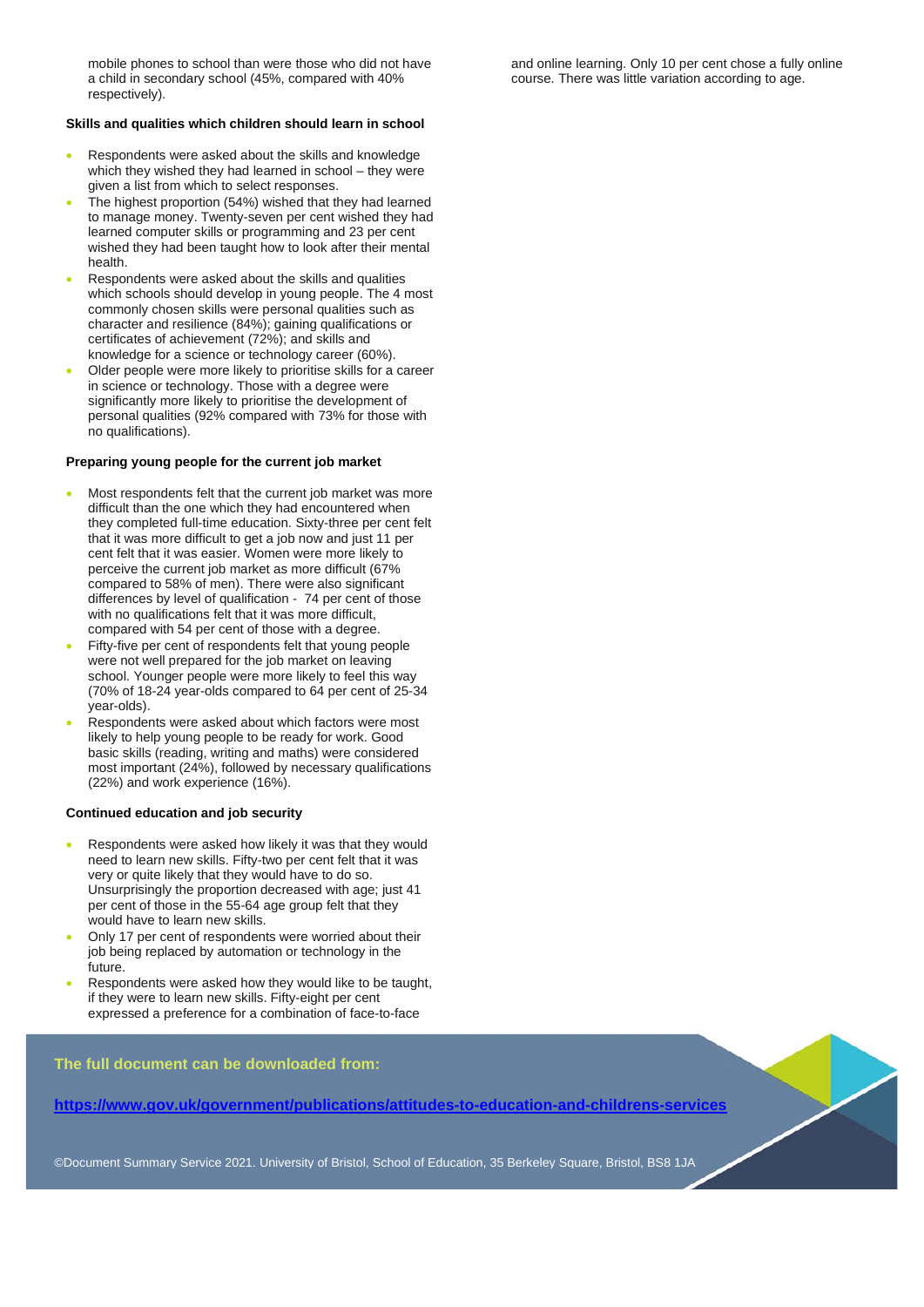mobile phones to school than were those who did not have a child in secondary school (45%, compared with 40% respectively).

**Skills and qualities which children should learn in school**

- Respondents were asked about the skills and knowledge which they wished they had learned in school – they were given a list from which to select responses.
- The highest proportion (54%) wished that they had learned to manage money. Twenty-seven per cent wished they had learned computer skills or programming and 23 per cent wished they had been taught how to look after their mental health.
- Respondents were asked about the skills and qualities which schools should develop in young people. The 4 most commonly chosen skills were personal qualities such as character and resilience (84%); gaining qualifications or certificates of achievement (72%); and skills and knowledge for a science or technology career (60%).
- Older people were more likely to prioritise skills for a career in science or technology. Those with a degree were significantly more likely to prioritise the development of personal qualities (92% compared with 73% for those with no qualifications).

**Preparing young people for the current job market**

- Most respondents felt that the current job market was more difficult than the one which they had encountered when they completed full-time education. Sixty-three per cent felt that it was more difficult to get a job now and just 11 per cent felt that it was easier. Women were more likely to perceive the current job market as more difficult (67% compared to 58% of men). There were also significant differences by level of qualification - 74 per cent of those with no qualifications felt that it was more difficult, compared with 54 per cent of those with a degree.
- Fifty-five per cent of respondents felt that young people were not well prepared for the job market on leaving school. Younger people were more likely to feel this way (70% of 18-24 year-olds compared to 64 per cent of 25-34 year-olds).
- Respondents were asked about which factors were most likely to help young people to be ready for work. Good basic skills (reading, writing and maths) were considered most important (24%), followed by necessary qualifications (22%) and work experience (16%).

**Continued education and job security**

- Respondents were asked how likely it was that they would need to learn new skills. Fifty-two per cent felt that it was very or quite likely that they would have to do so. Unsurprisingly the proportion decreased with age; just 41 per cent of those in the 55-64 age group felt that they would have to learn new skills.
- Only 17 per cent of respondents were worried about their job being replaced by automation or technology in the future.
- Respondents were asked how they would like to be taught, if they were to learn new skills. Fifty-eight per cent expressed a preference for a combination of face-to-face and online learning. Only 10 per cent chose a fully online course. There was little variation according to age.

**The full document can be downloaded from:**

https://www.gov.uk/government/publications/attitudes-to-education-and-childrens-services

©Document Summary Service 2021. University of Bristol, School of Education, 35 Berkeley Square, Bristol, BS8 1JA